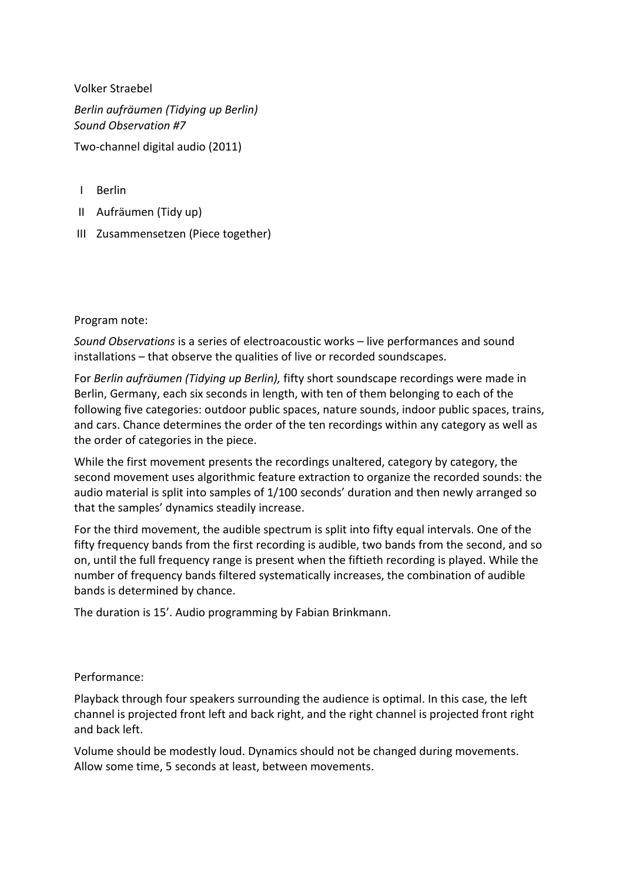Volker Straebel

*Berlin aufräumen (Tidying up Berlin)*
*Sound Observation #7*

Two-channel digital audio (2011)

I Berlin

II Aufräumen (Tidy up)

III Zusammensetzen (Piece together)

Program note:

*Sound Observations* is a series of electroacoustic works – live performances and sound installations – that observe the qualities of live or recorded soundscapes.

For *Berlin aufräumen (Tidying up Berlin),* fifty short soundscape recordings were made in Berlin, Germany, each six seconds in length, with ten of them belonging to each of the following five categories: outdoor public spaces, nature sounds, indoor public spaces, trains, and cars. Chance determines the order of the ten recordings within any category as well as the order of categories in the piece.

While the first movement presents the recordings unaltered, category by category, the second movement uses algorithmic feature extraction to organize the recorded sounds: the audio material is split into samples of 1/100 seconds' duration and then newly arranged so that the samples' dynamics steadily increase.

For the third movement, the audible spectrum is split into fifty equal intervals. One of the fifty frequency bands from the first recording is audible, two bands from the second, and so on, until the full frequency range is present when the fiftieth recording is played. While the number of frequency bands filtered systematically increases, the combination of audible bands is determined by chance.

The duration is 15'. Audio programming by Fabian Brinkmann.

Performance:

Playback through four speakers surrounding the audience is optimal. In this case, the left channel is projected front left and back right, and the right channel is projected front right and back left.

Volume should be modestly loud. Dynamics should not be changed during movements. Allow some time, 5 seconds at least, between movements.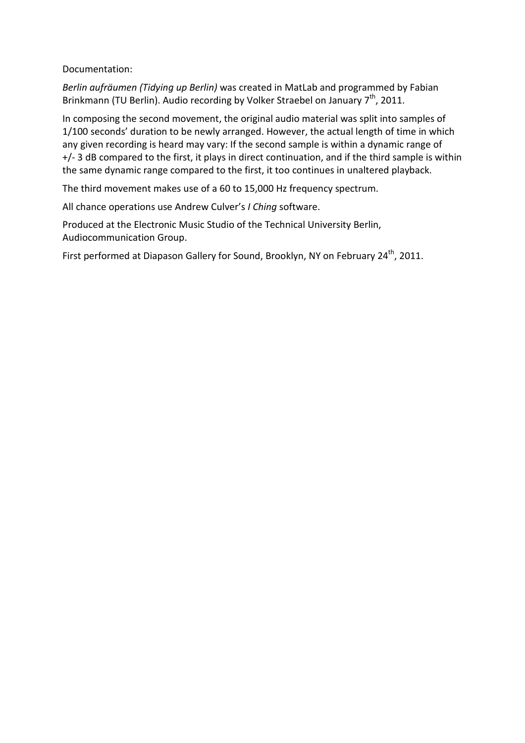Documentation:

*Berlin aufräumen (Tidying up Berlin)* was created in MatLab and programmed by Fabian Brinkmann (TU Berlin). Audio recording by Volker Straebel on January 7th, 2011.

In composing the second movement, the original audio material was split into samples of 1/100 seconds' duration to be newly arranged. However, the actual length of time in which any given recording is heard may vary: If the second sample is within a dynamic range of +/- 3 dB compared to the first, it plays in direct continuation, and if the third sample is within the same dynamic range compared to the first, it too continues in unaltered playback.

The third movement makes use of a 60 to 15,000 Hz frequency spectrum.

All chance operations use Andrew Culver's *I Ching* software.

Produced at the Electronic Music Studio of the Technical University Berlin, Audiocommunication Group.

First performed at Diapason Gallery for Sound, Brooklyn, NY on February 24th, 2011.